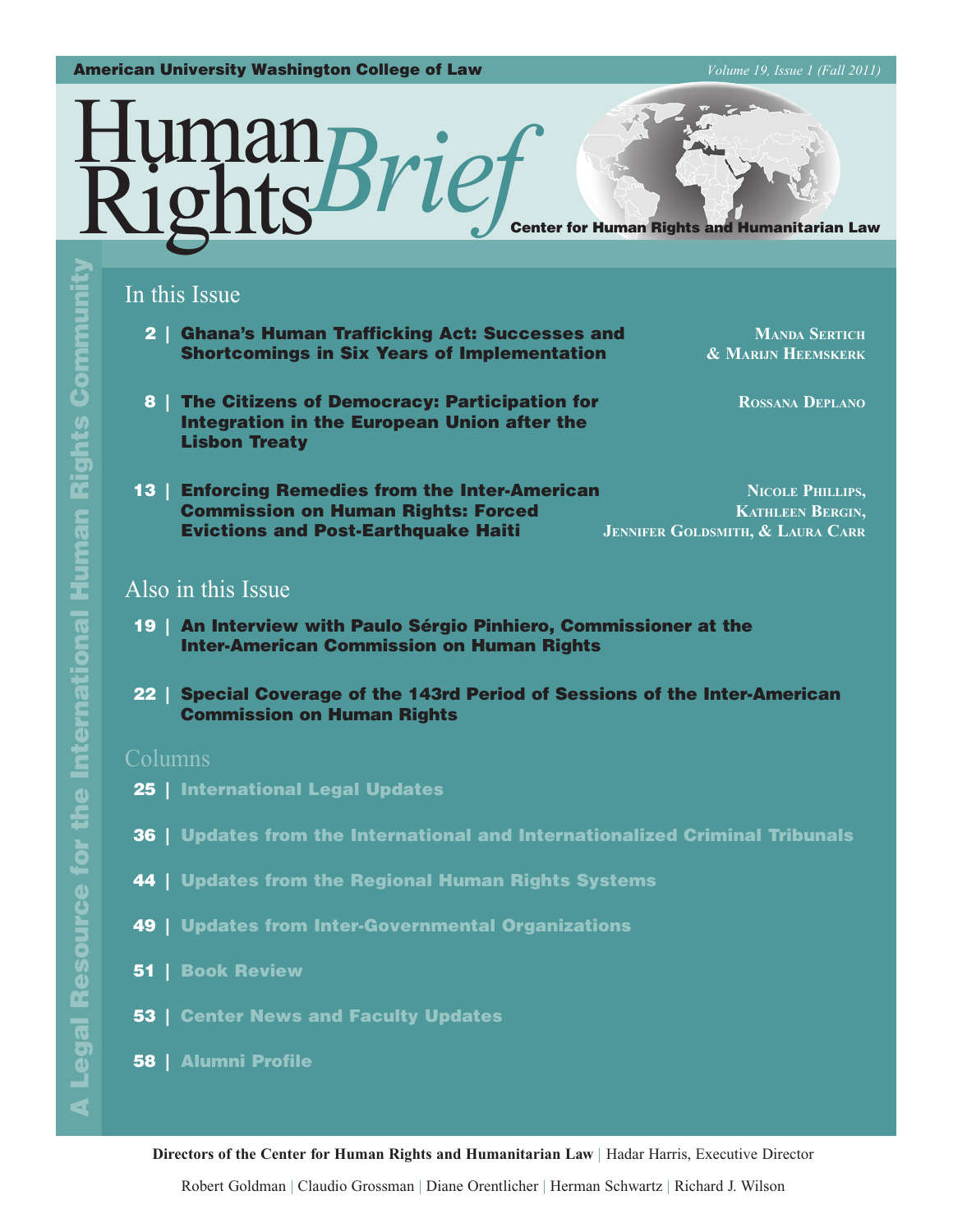American University Washington College of Law

*Volume 19, Issue 1 (Fall 2011)*

# Human Rights *Brief*

Center for Human Rights and Humanitarian Law

A Legal Resource for the International Human Rights Community

## In this Issue

**2 | Ghana's Human Trafficking Act: Successes and Shortcomings in Six Years of Implementation** — Manda Sertich & Marijn Heemskerk

**8 | The Citizens of Democracy: Participation for Integration in the European Union after the Lisbon Treaty** — Rossana Deplano

**13 | Enforcing Remedies from the Inter-American Commission on Human Rights: Forced Evictions and Post-Earthquake Haiti** — Nicole Phillips, Kathleen Bergin, Jennifer Goldsmith, & Laura Carr

## Also in this Issue

**19 | An Interview with Paulo Sérgio Pinhiero, Commissioner at the Inter-American Commission on Human Rights**

**22 | Special Coverage of the 143rd Period of Sessions of the Inter-American Commission on Human Rights**

## Columns

**25 | International Legal Updates**

**36 | Updates from the International and Internationalized Criminal Tribunals**

**44 | Updates from the Regional Human Rights Systems**

**49 | Updates from Inter-Governmental Organizations**

**51 | Book Review**

**53 | Center News and Faculty Updates**

**58 | Alumni Profile**

**Directors of the Center for Human Rights and Humanitarian Law** | Hadar Harris, Executive Director

Robert Goldman | Claudio Grossman | Diane Orentlicher | Herman Schwartz | Richard J. Wilson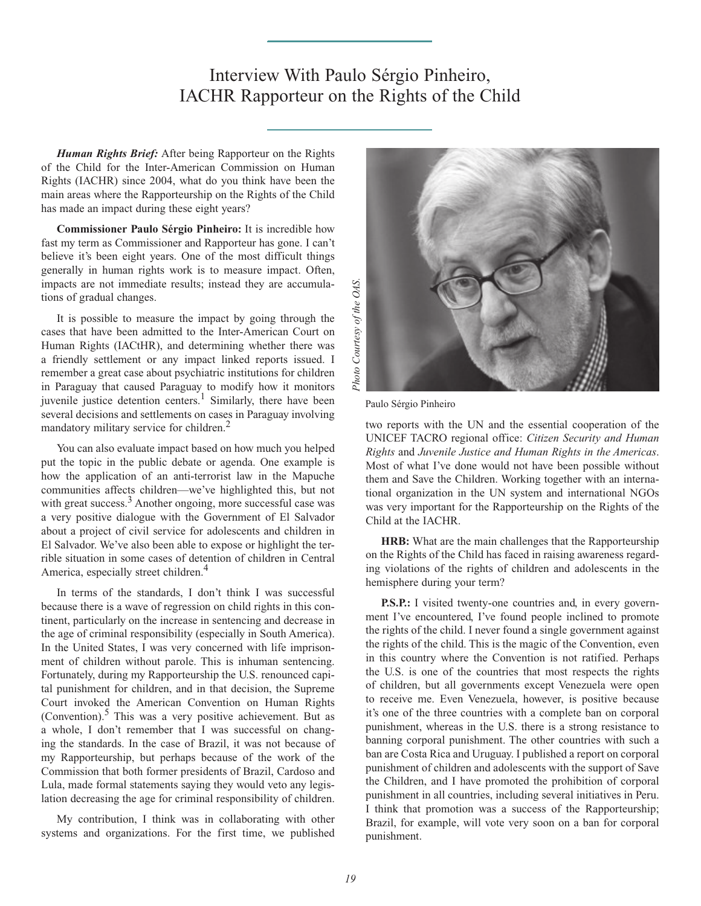# Interview With Paulo Sérgio Pinheiro, IACHR Rapporteur on the Rights of the Child

***Human Rights Brief:*** After being Rapporteur on the Rights of the Child for the Inter-American Commission on Human Rights (IACHR) since 2004, what do you think have been the main areas where the Rapporteurship on the Rights of the Child has made an impact during these eight years?

**Commissioner Paulo Sérgio Pinheiro:** It is incredible how fast my term as Commissioner and Rapporteur has gone. I can't believe it's been eight years. One of the most difficult things generally in human rights work is to measure impact. Often, impacts are not immediate results; instead they are accumulations of gradual changes.

It is possible to measure the impact by going through the cases that have been admitted to the Inter-American Court on Human Rights (IACtHR), and determining whether there was a friendly settlement or any impact linked reports issued. I remember a great case about psychiatric institutions for children in Paraguay that caused Paraguay to modify how it monitors juvenile justice detention centers.[1] Similarly, there have been several decisions and settlements on cases in Paraguay involving mandatory military service for children.[2]

You can also evaluate impact based on how much you helped put the topic in the public debate or agenda. One example is how the application of an anti-terrorist law in the Mapuche communities affects children—we've highlighted this, but not with great success.[3] Another ongoing, more successful case was a very positive dialogue with the Government of El Salvador about a project of civil service for adolescents and children in El Salvador. We've also been able to expose or highlight the terrible situation in some cases of detention of children in Central America, especially street children.[4]

In terms of the standards, I don't think I was successful because there is a wave of regression on child rights in this continent, particularly on the increase in sentencing and decrease in the age of criminal responsibility (especially in South America). In the United States, I was very concerned with life imprisonment of children without parole. This is inhuman sentencing. Fortunately, during my Rapporteurship the U.S. renounced capital punishment for children, and in that decision, the Supreme Court invoked the American Convention on Human Rights (Convention).[5] This was a very positive achievement. But as a whole, I don't remember that I was successful on changing the standards. In the case of Brazil, it was not because of my Rapporteurship, but perhaps because of the work of the Commission that both former presidents of Brazil, Cardoso and Lula, made formal statements saying they would veto any legislation decreasing the age for criminal responsibility of children.

My contribution, I think was in collaborating with other systems and organizations. For the first time, we published two reports with the UN and the essential cooperation of the UNICEF TACRO regional office: *Citizen Security and Human Rights* and *Juvenile Justice and Human Rights in the Americas*. Most of what I've done would not have been possible without them and Save the Children. Working together with an international organization in the UN system and international NGOs was very important for the Rapporteurship on the Rights of the Child at the IACHR.

*Photo Courtesy of the OAS.*

Paulo Sérgio Pinheiro

**HRB:** What are the main challenges that the Rapporteurship on the Rights of the Child has faced in raising awareness regarding violations of the rights of children and adolescents in the hemisphere during your term?

**P.S.P.:** I visited twenty-one countries and, in every government I've encountered, I've found people inclined to promote the rights of the child. I never found a single government against the rights of the child. This is the magic of the Convention, even in this country where the Convention is not ratified. Perhaps the U.S. is one of the countries that most respects the rights of children, but all governments except Venezuela were open to receive me. Even Venezuela, however, is positive because it's one of the three countries with a complete ban on corporal punishment, whereas in the U.S. there is a strong resistance to banning corporal punishment. The other countries with such a ban are Costa Rica and Uruguay. I published a report on corporal punishment of children and adolescents with the support of Save the Children, and I have promoted the prohibition of corporal punishment in all countries, including several initiatives in Peru. I think that promotion was a success of the Rapporteurship; Brazil, for example, will vote very soon on a ban for corporal punishment.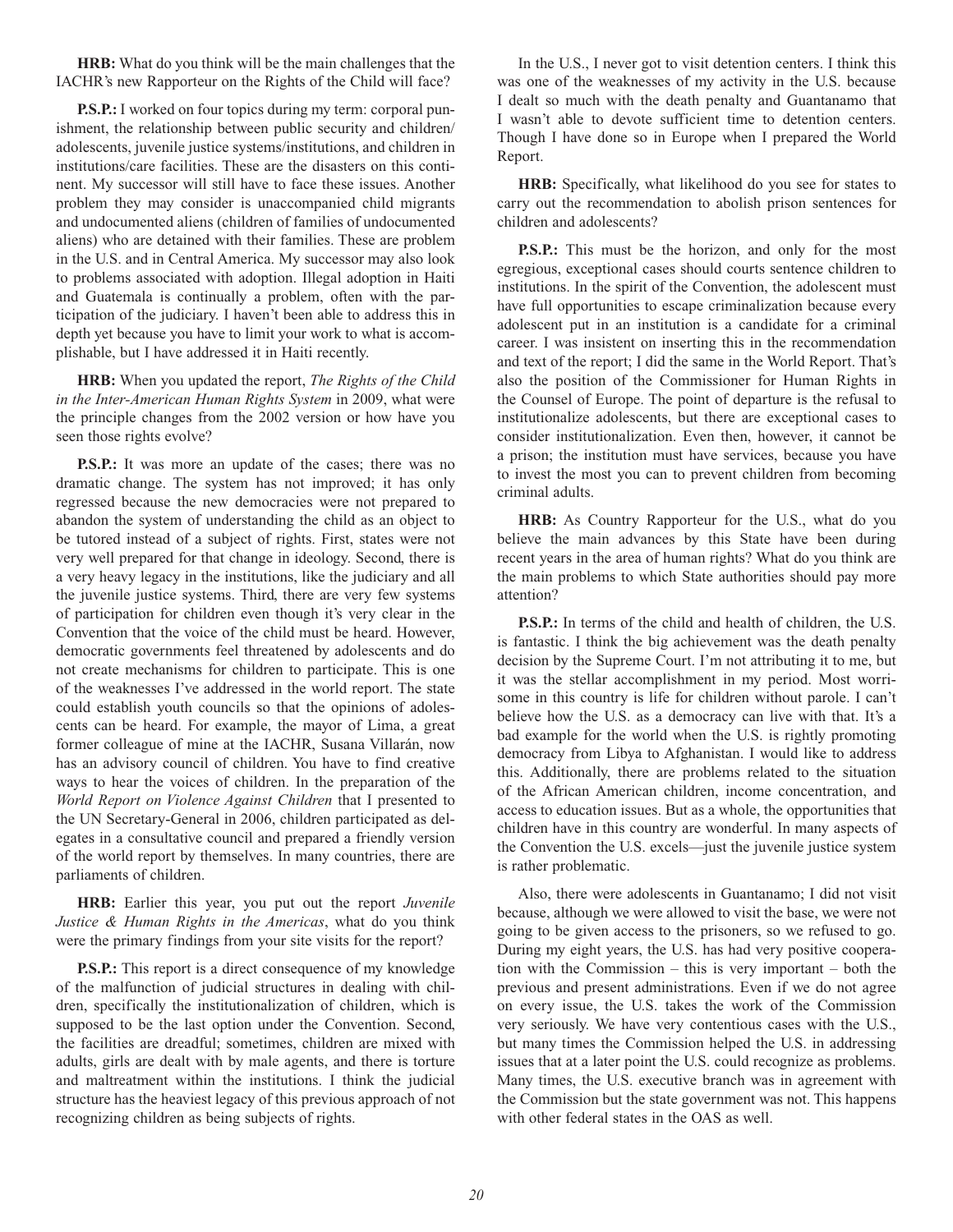**HRB:** What do you think will be the main challenges that the IACHR's new Rapporteur on the Rights of the Child will face?

**P.S.P.:** I worked on four topics during my term: corporal punishment, the relationship between public security and children/adolescents, juvenile justice systems/institutions, and children in institutions/care facilities. These are the disasters on this continent. My successor will still have to face these issues. Another problem they may consider is unaccompanied child migrants and undocumented aliens (children of families of undocumented aliens) who are detained with their families. These are problem in the U.S. and in Central America. My successor may also look to problems associated with adoption. Illegal adoption in Haiti and Guatemala is continually a problem, often with the participation of the judiciary. I haven't been able to address this in depth yet because you have to limit your work to what is accomplishable, but I have addressed it in Haiti recently.

**HRB:** When you updated the report, *The Rights of the Child in the Inter-American Human Rights System* in 2009, what were the principle changes from the 2002 version or how have you seen those rights evolve?

**P.S.P.:** It was more an update of the cases; there was no dramatic change. The system has not improved; it has only regressed because the new democracies were not prepared to abandon the system of understanding the child as an object to be tutored instead of a subject of rights. First, states were not very well prepared for that change in ideology. Second, there is a very heavy legacy in the institutions, like the judiciary and all the juvenile justice systems. Third, there are very few systems of participation for children even though it's very clear in the Convention that the voice of the child must be heard. However, democratic governments feel threatened by adolescents and do not create mechanisms for children to participate. This is one of the weaknesses I've addressed in the world report. The state could establish youth councils so that the opinions of adolescents can be heard. For example, the mayor of Lima, a great former colleague of mine at the IACHR, Susana Villarán, now has an advisory council of children. You have to find creative ways to hear the voices of children. In the preparation of the *World Report on Violence Against Children* that I presented to the UN Secretary-General in 2006, children participated as delegates in a consultative council and prepared a friendly version of the world report by themselves. In many countries, there are parliaments of children.

**HRB:** Earlier this year, you put out the report *Juvenile Justice & Human Rights in the Americas*, what do you think were the primary findings from your site visits for the report?

**P.S.P.:** This report is a direct consequence of my knowledge of the malfunction of judicial structures in dealing with children, specifically the institutionalization of children, which is supposed to be the last option under the Convention. Second, the facilities are dreadful; sometimes, children are mixed with adults, girls are dealt with by male agents, and there is torture and maltreatment within the institutions. I think the judicial structure has the heaviest legacy of this previous approach of not recognizing children as being subjects of rights.

In the U.S., I never got to visit detention centers. I think this was one of the weaknesses of my activity in the U.S. because I dealt so much with the death penalty and Guantanamo that I wasn't able to devote sufficient time to detention centers. Though I have done so in Europe when I prepared the World Report.

**HRB:** Specifically, what likelihood do you see for states to carry out the recommendation to abolish prison sentences for children and adolescents?

**P.S.P.:** This must be the horizon, and only for the most egregious, exceptional cases should courts sentence children to institutions. In the spirit of the Convention, the adolescent must have full opportunities to escape criminalization because every adolescent put in an institution is a candidate for a criminal career. I was insistent on inserting this in the recommendation and text of the report; I did the same in the World Report. That's also the position of the Commissioner for Human Rights in the Counsel of Europe. The point of departure is the refusal to institutionalize adolescents, but there are exceptional cases to consider institutionalization. Even then, however, it cannot be a prison; the institution must have services, because you have to invest the most you can to prevent children from becoming criminal adults.

**HRB:** As Country Rapporteur for the U.S., what do you believe the main advances by this State have been during recent years in the area of human rights? What do you think are the main problems to which State authorities should pay more attention?

**P.S.P.:** In terms of the child and health of children, the U.S. is fantastic. I think the big achievement was the death penalty decision by the Supreme Court. I'm not attributing it to me, but it was the stellar accomplishment in my period. Most worrisome in this country is life for children without parole. I can't believe how the U.S. as a democracy can live with that. It's a bad example for the world when the U.S. is rightly promoting democracy from Libya to Afghanistan. I would like to address this. Additionally, there are problems related to the situation of the African American children, income concentration, and access to education issues. But as a whole, the opportunities that children have in this country are wonderful. In many aspects of the Convention the U.S. excels—just the juvenile justice system is rather problematic.

Also, there were adolescents in Guantanamo; I did not visit because, although we were allowed to visit the base, we were not going to be given access to the prisoners, so we refused to go. During my eight years, the U.S. has had very positive cooperation with the Commission – this is very important – both the previous and present administrations. Even if we do not agree on every issue, the U.S. takes the work of the Commission very seriously. We have very contentious cases with the U.S., but many times the Commission helped the U.S. in addressing issues that at a later point the U.S. could recognize as problems. Many times, the U.S. executive branch was in agreement with the Commission but the state government was not. This happens with other federal states in the OAS as well.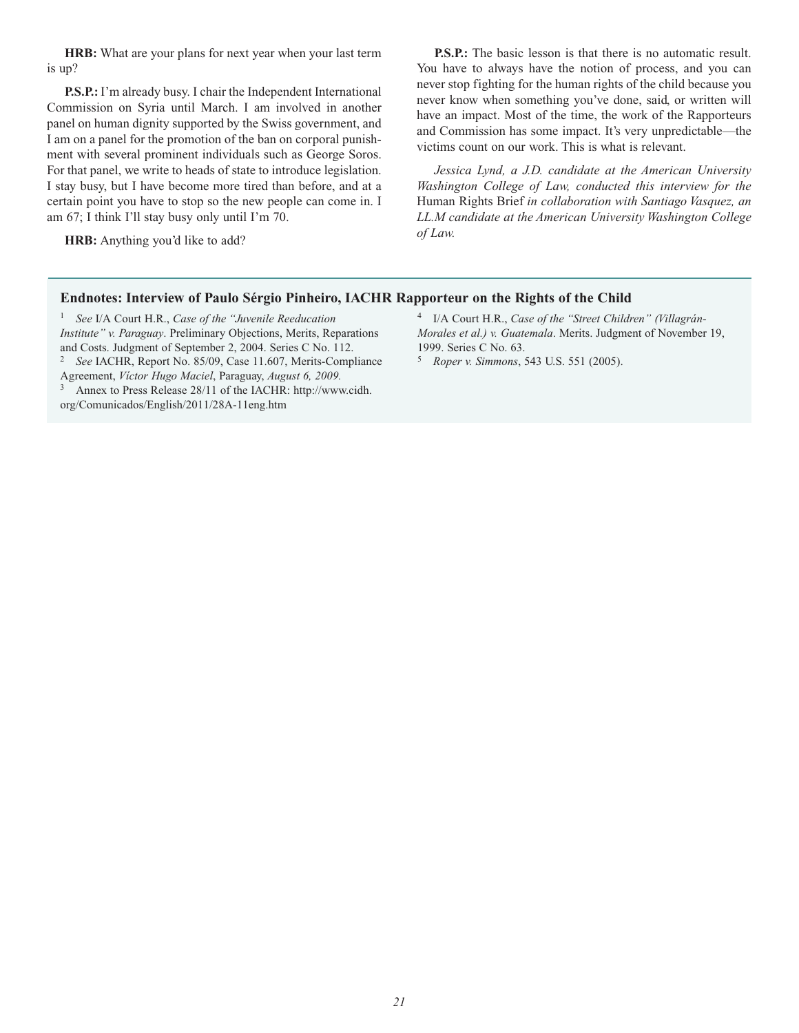**HRB:** What are your plans for next year when your last term is up?

**P.S.P.:** I'm already busy. I chair the Independent International Commission on Syria until March. I am involved in another panel on human dignity supported by the Swiss government, and I am on a panel for the promotion of the ban on corporal punishment with several prominent individuals such as George Soros. For that panel, we write to heads of state to introduce legislation. I stay busy, but I have become more tired than before, and at a certain point you have to stop so the new people can come in. I am 67; I think I'll stay busy only until I'm 70.

**HRB:** Anything you'd like to add?

**P.S.P.:** The basic lesson is that there is no automatic result. You have to always have the notion of process, and you can never stop fighting for the human rights of the child because you never know when something you've done, said, or written will have an impact. Most of the time, the work of the Rapporteurs and Commission has some impact. It's very unpredictable—the victims count on our work. This is what is relevant.

*Jessica Lynd, a J.D. candidate at the American University Washington College of Law, conducted this interview for the* Human Rights Brief *in collaboration with Santiago Vasquez, an LL.M candidate at the American University Washington College of Law.*

### Endnotes: Interview of Paulo Sérgio Pinheiro, IACHR Rapporteur on the Rights of the Child

[1] *See* I/A Court H.R., *Case of the "Juvenile Reeducation Institute" v. Paraguay*. Preliminary Objections, Merits, Reparations and Costs. Judgment of September 2, 2004. Series C No. 112.

[2] *See* IACHR, Report No. 85/09, Case 11.607, Merits-Compliance Agreement, *Víctor Hugo Maciel*, Paraguay, *August 6, 2009.*

[3] Annex to Press Release 28/11 of the IACHR: http://www.cidh.org/Comunicados/English/2011/28A-11eng.htm

[4] I/A Court H.R., *Case of the "Street Children" (Villagrán-Morales et al.) v. Guatemala*. Merits. Judgment of November 19, 1999. Series C No. 63.

[5] *Roper v. Simmons*, 543 U.S. 551 (2005).